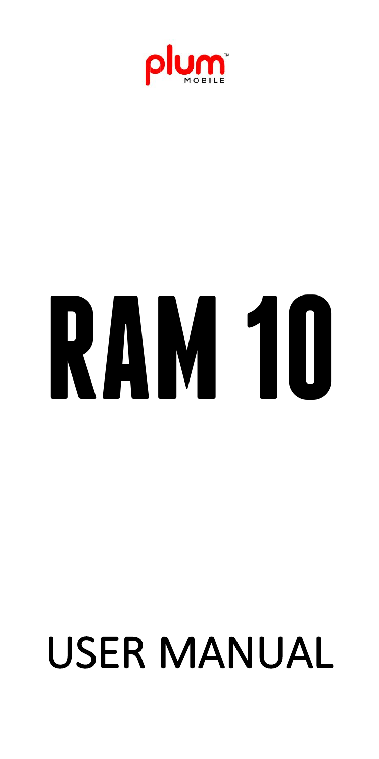plum™ MOBILE

# RAM 10

# USER MANUAL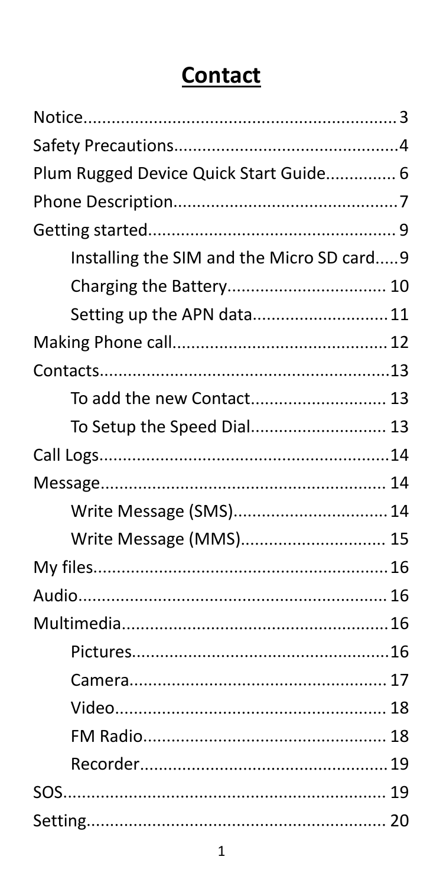# Contact

| | |
|---|---|
| Notice | 3 |
| Safety Precautions | 4 |
| Plum Rugged Device Quick Start Guide | 6 |
| Phone Description | 7 |
| Getting started | 9 |
| Installing the SIM and the Micro SD card | 9 |
| Charging the Battery | 10 |
| Setting up the APN data | 11 |
| Making Phone call | 12 |
| Contacts | 13 |
| To add the new Contact | 13 |
| To Setup the Speed Dial | 13 |
| Call Logs | 14 |
| Message | 14 |
| Write Message (SMS) | 14 |
| Write Message (MMS) | 15 |
| My files | 16 |
| Audio | 16 |
| Multimedia | 16 |
| Pictures | 16 |
| Camera | 17 |
| Video | 18 |
| FM Radio | 18 |
| Recorder | 19 |
| SOS | 19 |
| Setting | 20 |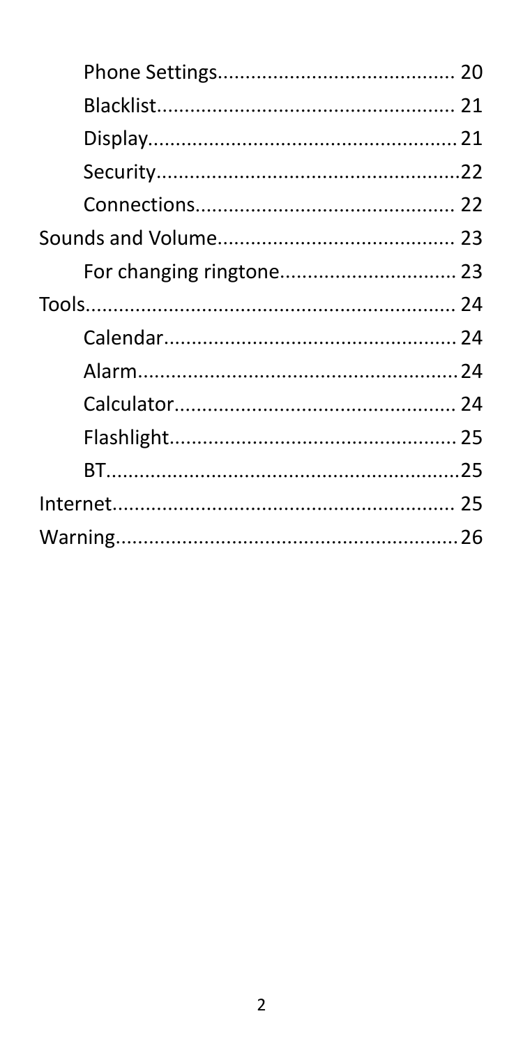- Phone Settings.......................................... 20
- Blacklist..................................................... 21
- Display....................................................... 21
- Security.......................................................22
- Connections.............................................. 22

Sounds and Volume.......................................... 23

- For changing ringtone............................... 23

Tools.................................................................. 24

- Calendar.................................................... 24
- Alarm.........................................................24
- Calculator.................................................. 24
- Flashlight................................................... 25
- BT...............................................................25

Internet............................................................. 25

Warning............................................................26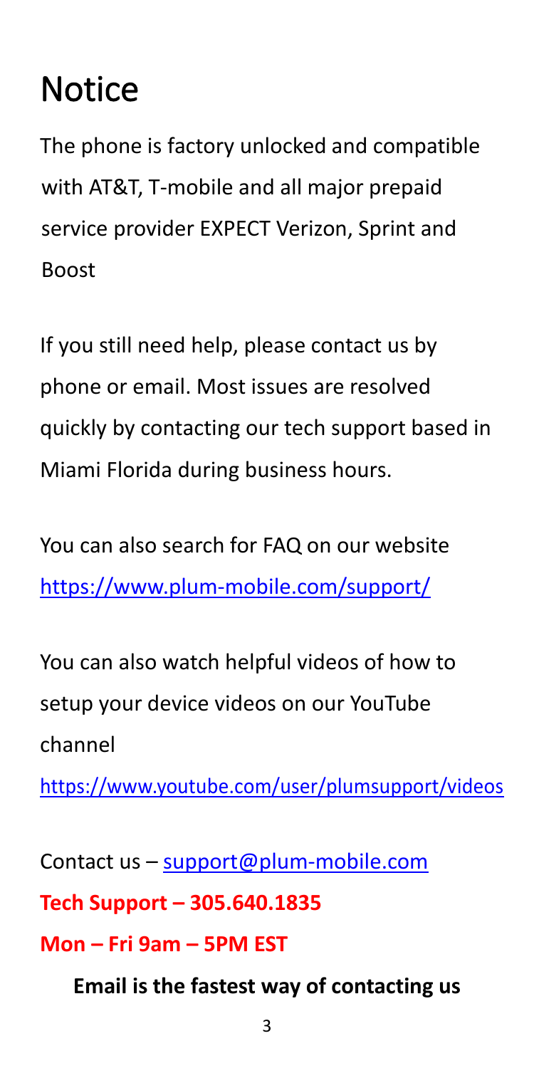# Notice

The phone is factory unlocked and compatible with AT&T, T-mobile and all major prepaid service provider EXPECT Verizon, Sprint and Boost

If you still need help, please contact us by phone or email. Most issues are resolved quickly by contacting our tech support based in Miami Florida during business hours.

You can also search for FAQ on our website https://www.plum-mobile.com/support/

You can also watch helpful videos of how to setup your device videos on our YouTube channel

https://www.youtube.com/user/plumsupport/videos

Contact us – support@plum-mobile.com

**Tech Support – 305.640.1835**

**Mon – Fri 9am – 5PM EST**

**Email is the fastest way of contacting us**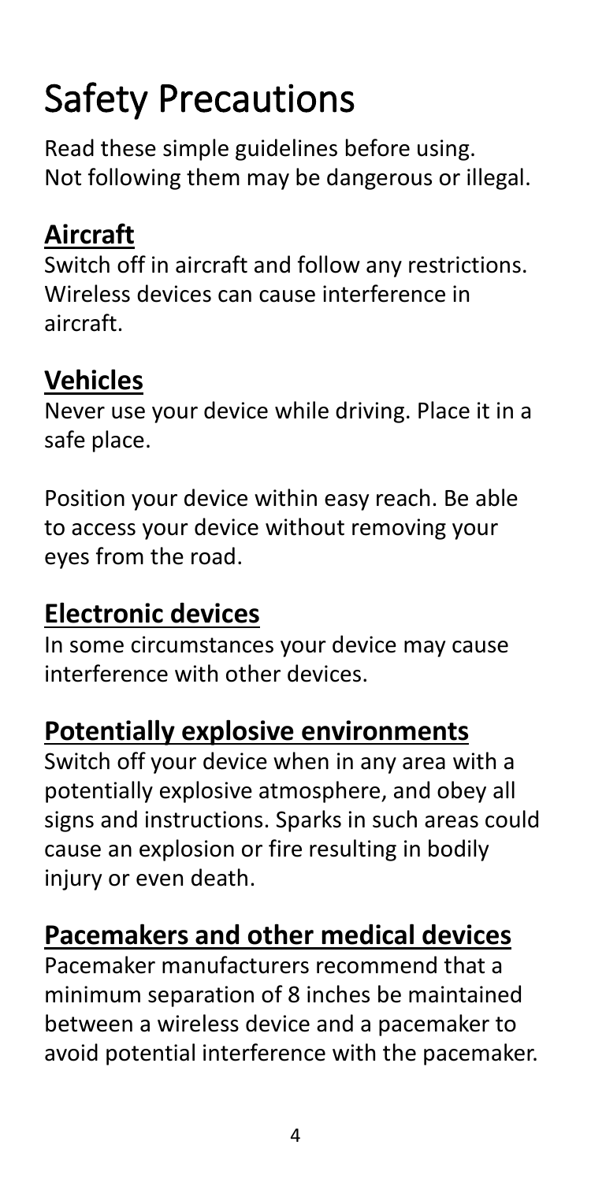# Safety Precautions

Read these simple guidelines before using. Not following them may be dangerous or illegal.

## Aircraft

Switch off in aircraft and follow any restrictions. Wireless devices can cause interference in aircraft.

## Vehicles

Never use your device while driving. Place it in a safe place.

Position your device within easy reach. Be able to access your device without removing your eyes from the road.

## Electronic devices

In some circumstances your device may cause interference with other devices.

## Potentially explosive environments

Switch off your device when in any area with a potentially explosive atmosphere, and obey all signs and instructions. Sparks in such areas could cause an explosion or fire resulting in bodily injury or even death.

## Pacemakers and other medical devices

Pacemaker manufacturers recommend that a minimum separation of 8 inches be maintained between a wireless device and a pacemaker to avoid potential interference with the pacemaker.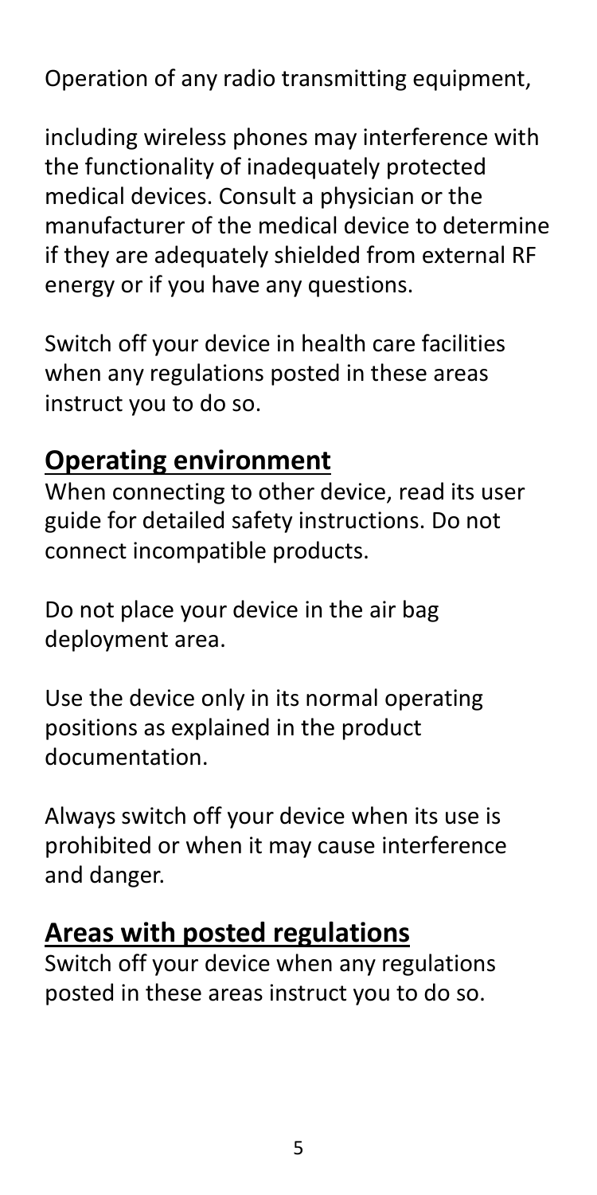Operation of any radio transmitting equipment,

including wireless phones may interference with the functionality of inadequately protected medical devices. Consult a physician or the manufacturer of the medical device to determine if they are adequately shielded from external RF energy or if you have any questions.

Switch off your device in health care facilities when any regulations posted in these areas instruct you to do so.

## Operating environment

When connecting to other device, read its user guide for detailed safety instructions. Do not connect incompatible products.

Do not place your device in the air bag deployment area.

Use the device only in its normal operating positions as explained in the product documentation.

Always switch off your device when its use is prohibited or when it may cause interference and danger.

## Areas with posted regulations

Switch off your device when any regulations posted in these areas instruct you to do so.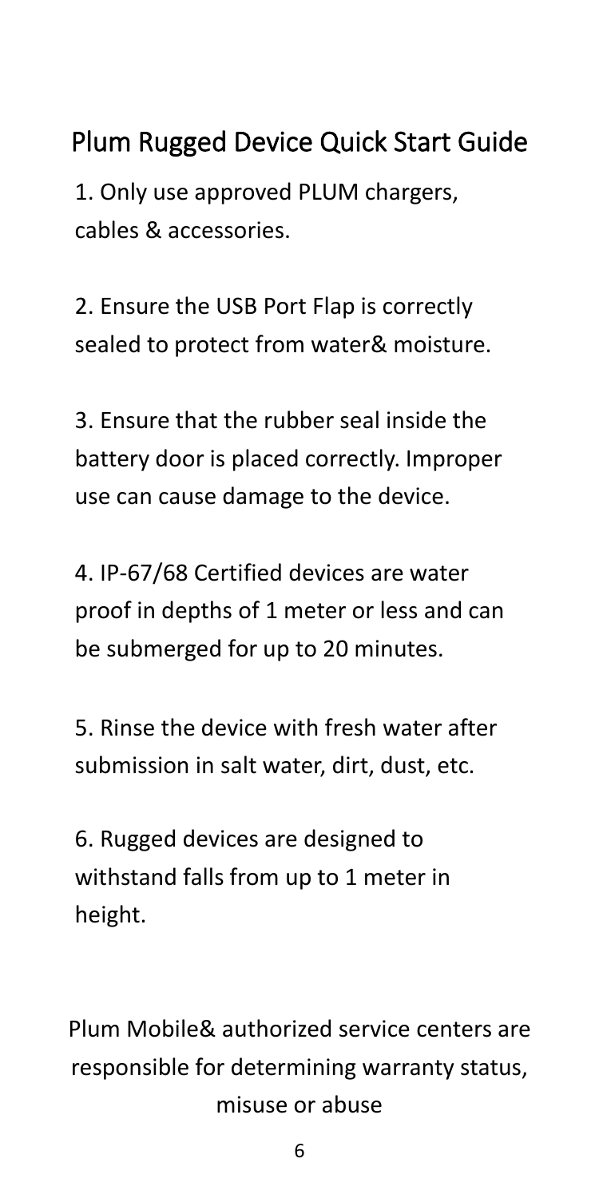## Plum Rugged Device Quick Start Guide

1. Only use approved PLUM chargers, cables & accessories.

2. Ensure the USB Port Flap is correctly sealed to protect from water& moisture.

3. Ensure that the rubber seal inside the battery door is placed correctly. Improper use can cause damage to the device.

4. IP-67/68 Certified devices are water proof in depths of 1 meter or less and can be submerged for up to 20 minutes.

5. Rinse the device with fresh water after submission in salt water, dirt, dust, etc.

6. Rugged devices are designed to withstand falls from up to 1 meter in height.

Plum Mobile& authorized service centers are responsible for determining warranty status, misuse or abuse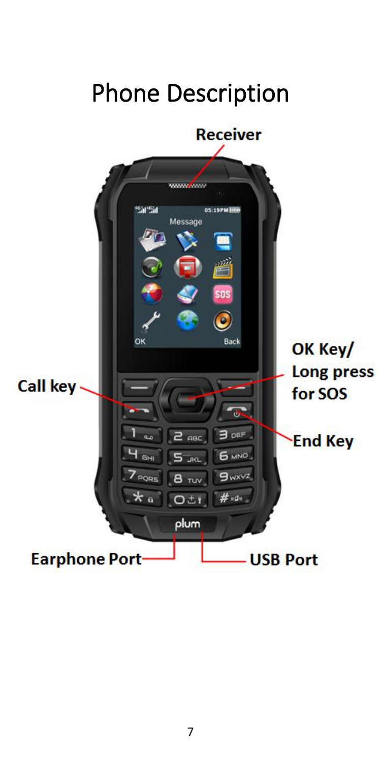# Phone Description

Receiver

Call key

OK Key/
Long press
for SOS

End Key

Earphone Port

USB Port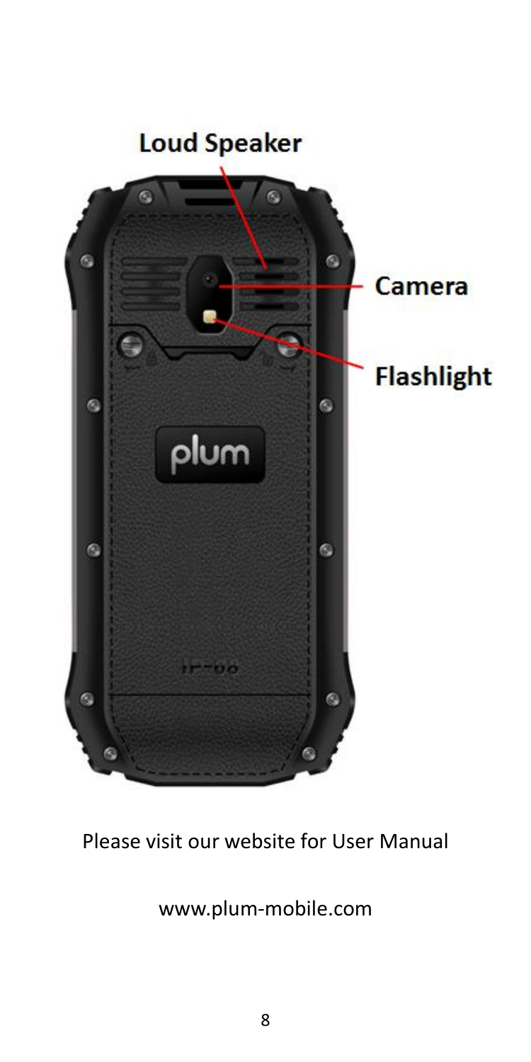Loud Speaker

Camera

Flashlight

Please visit our website for User Manual

www.plum-mobile.com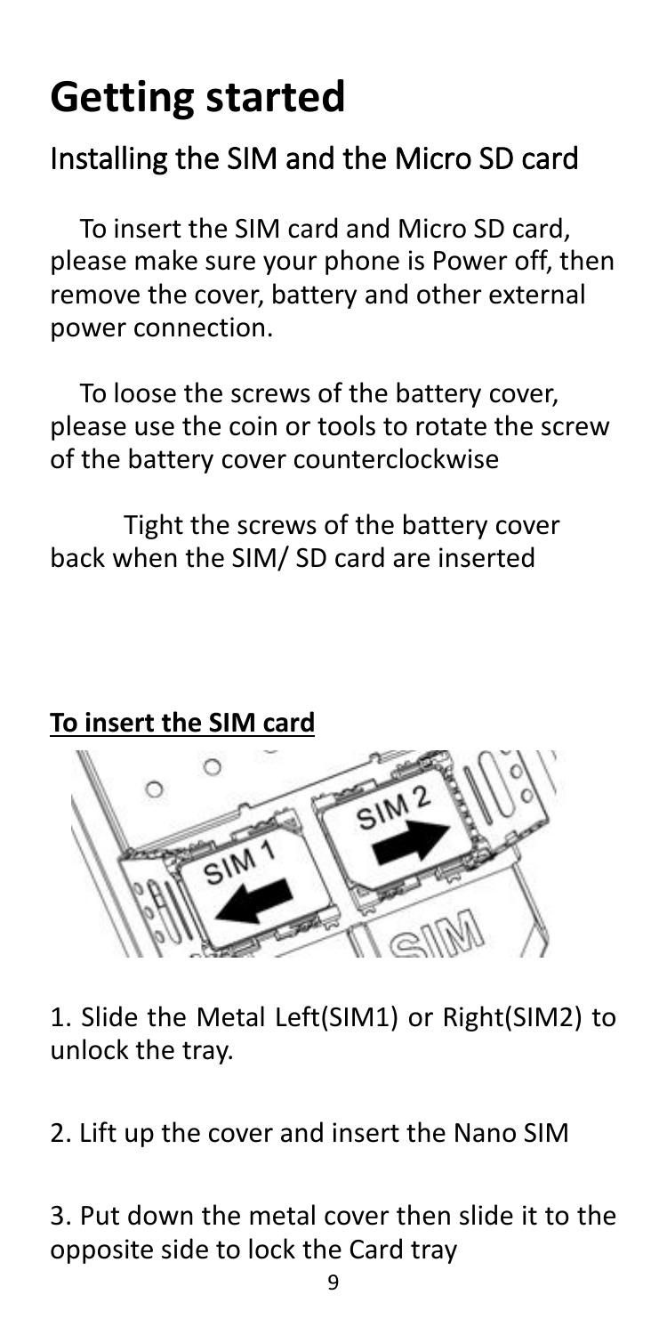# Getting started

## Installing the SIM and the Micro SD card

To insert the SIM card and Micro SD card, please make sure your phone is Power off, then remove the cover, battery and other external power connection.

To loose the screws of the battery cover, please use the coin or tools to rotate the screw of the battery cover counterclockwise

Tight the screws of the battery cover back when the SIM/ SD card are inserted

**To insert the SIM card**

1. Slide the Metal Left(SIM1) or Right(SIM2) to unlock the tray.

2. Lift up the cover and insert the Nano SIM

3. Put down the metal cover then slide it to the opposite side to lock the Card tray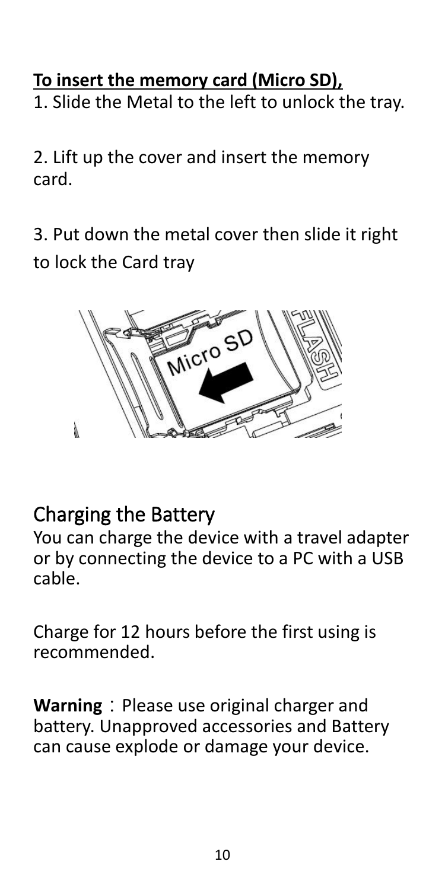**To insert the memory card (Micro SD),**

1. Slide the Metal to the left to unlock the tray.

2. Lift up the cover and insert the memory card.

3. Put down the metal cover then slide it right to lock the Card tray

## Charging the Battery

You can charge the device with a travel adapter or by connecting the device to a PC with a USB cable.

Charge for 12 hours before the first using is recommended.

**Warning**：Please use original charger and battery. Unapproved accessories and Battery can cause explode or damage your device.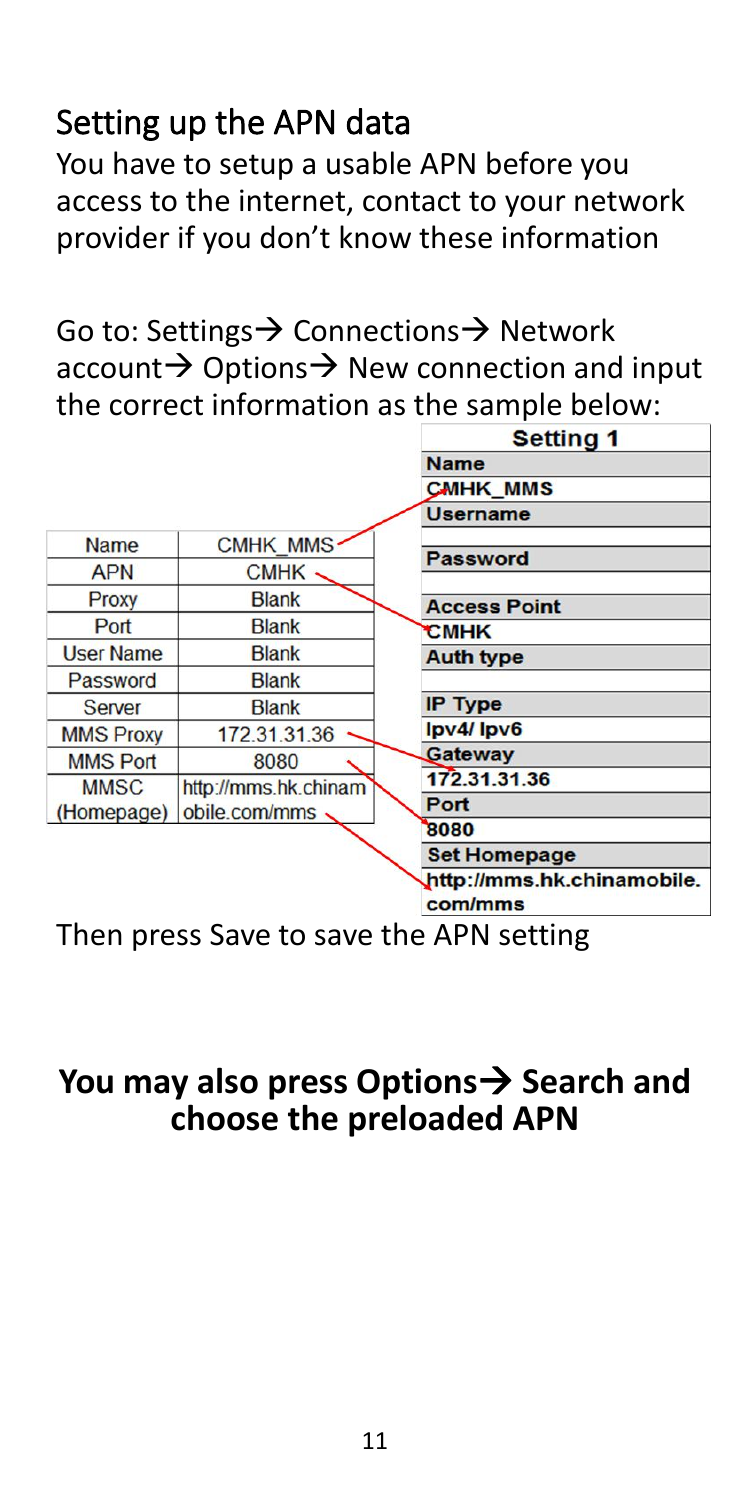## Setting up the APN data

You have to setup a usable APN before you access to the internet, contact to your network provider if you don't know these information

Go to: Settings→ Connections→ Network account→ Options→ New connection and input the correct information as the sample below:

| Name | CMHK_MMS |
|---|---|
| APN | CMHK |
| Proxy | Blank |
| Port | Blank |
| User Name | Blank |
| Password | Blank |
| Server | Blank |
| MMS Proxy | 172.31.31.36 |
| MMS Port | 8080 |
| MMSC (Homepage) | http://mms.hk.chinamobile.com/mms |

| Setting 1 |
|---|
| **Name** |
| CMHK_MMS |
| **Username** |
| |
| **Password** |
| |
| **Access Point** |
| CMHK |
| **Auth type** |
| |
| **IP Type** |
| Ipv4/ Ipv6 |
| **Gateway** |
| 172.31.31.36 |
| **Port** |
| 8080 |
| **Set Homepage** |
| http://mms.hk.chinamobile.com/mms |

Then press Save to save the APN setting

**You may also press Options→ Search and choose the preloaded APN**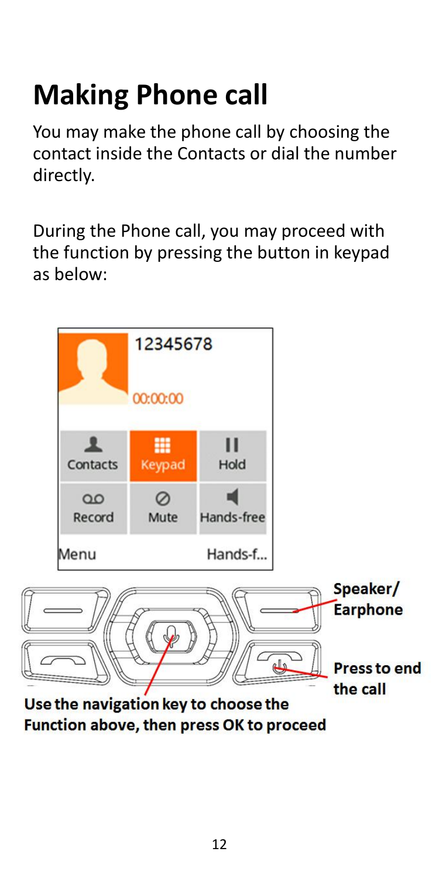# Making Phone call

You may make the phone call by choosing the contact inside the Contacts or dial the number directly.

During the Phone call, you may proceed with the function by pressing the button in keypad as below:

12345678

00:00:00

| Contacts | Keypad | Hold |
| --- | --- | --- |
| Record | Mute | Hands-free |

Menu Hands-f...

Speaker/ Earphone

Press to end the call

**Use the navigation key to choose the Function above, then press OK to proceed**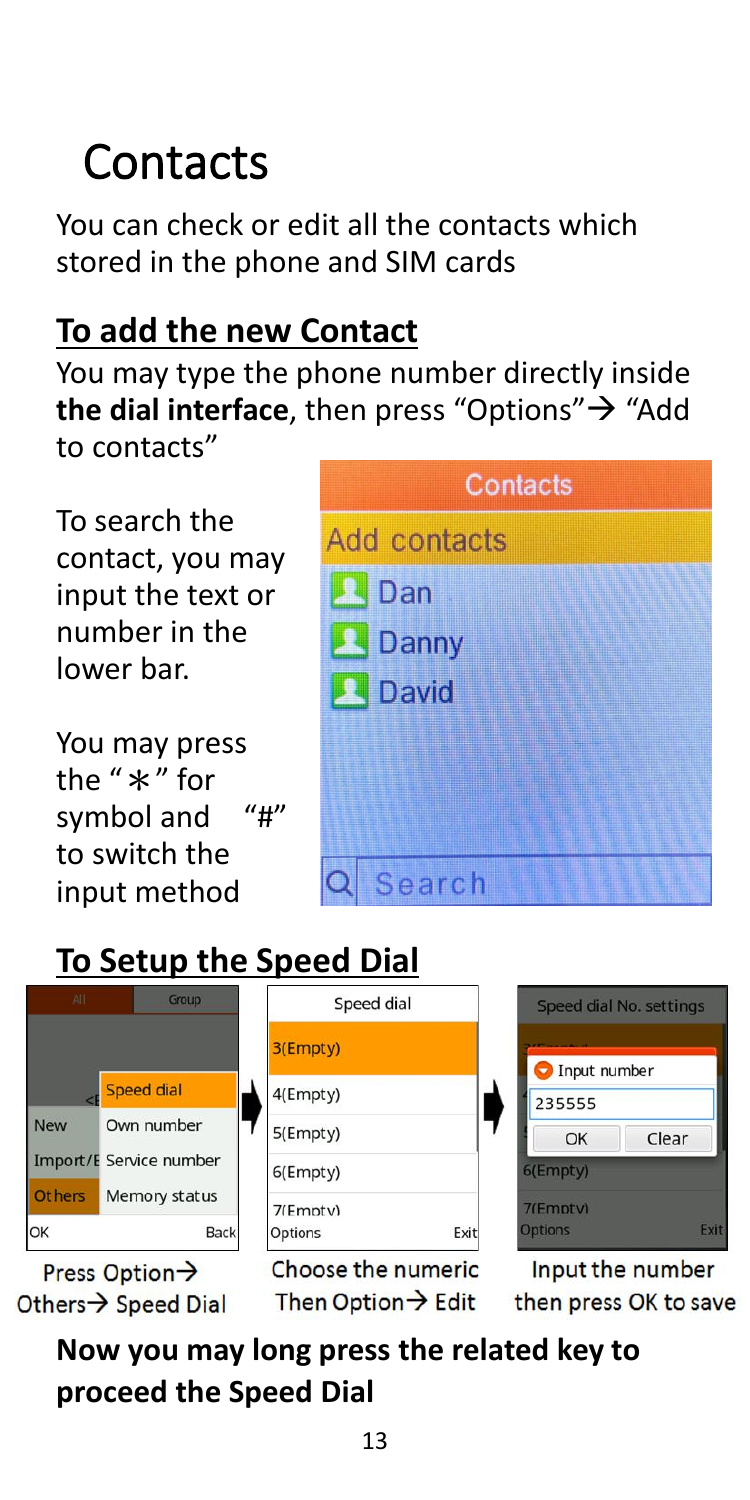# Contacts

You can check or edit all the contacts which stored in the phone and SIM cards

## To add the new Contact

You may type the phone number directly inside **the dial interface**, then press "Options"→ "Add to contacts"

To search the contact, you may input the text or number in the lower bar.

You may press the "＊" for symbol and "#" to switch the input method

## To Setup the Speed Dial

Press Option→ Others→ Speed Dial

Choose the numeric Then Option→ Edit

Input the number then press OK to save

**Now you may long press the related key to proceed the Speed Dial**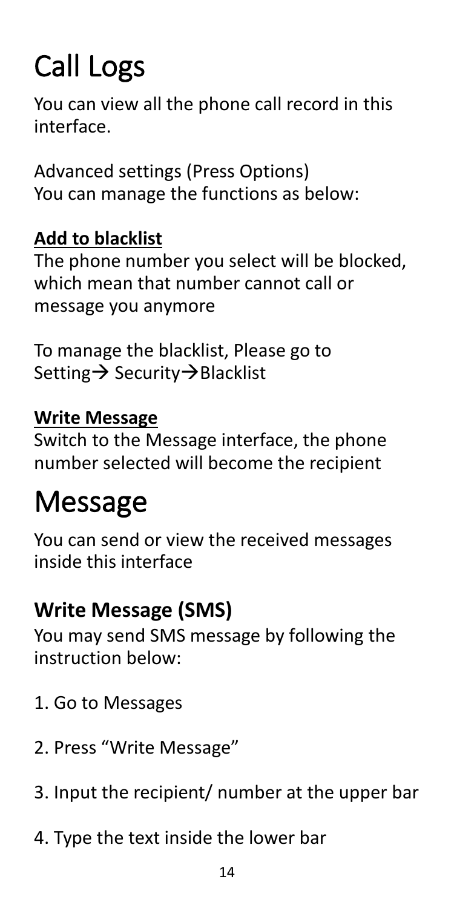# Call Logs

You can view all the phone call record in this interface.

Advanced settings (Press Options)
You can manage the functions as below:

**Add to blacklist**

The phone number you select will be blocked, which mean that number cannot call or message you anymore

To manage the blacklist, Please go to Setting→ Security→Blacklist

**Write Message**

Switch to the Message interface, the phone number selected will become the recipient

# Message

You can send or view the received messages inside this interface

## Write Message (SMS)

You may send SMS message by following the instruction below:

1. Go to Messages
2. Press "Write Message"
3. Input the recipient/ number at the upper bar
4. Type the text inside the lower bar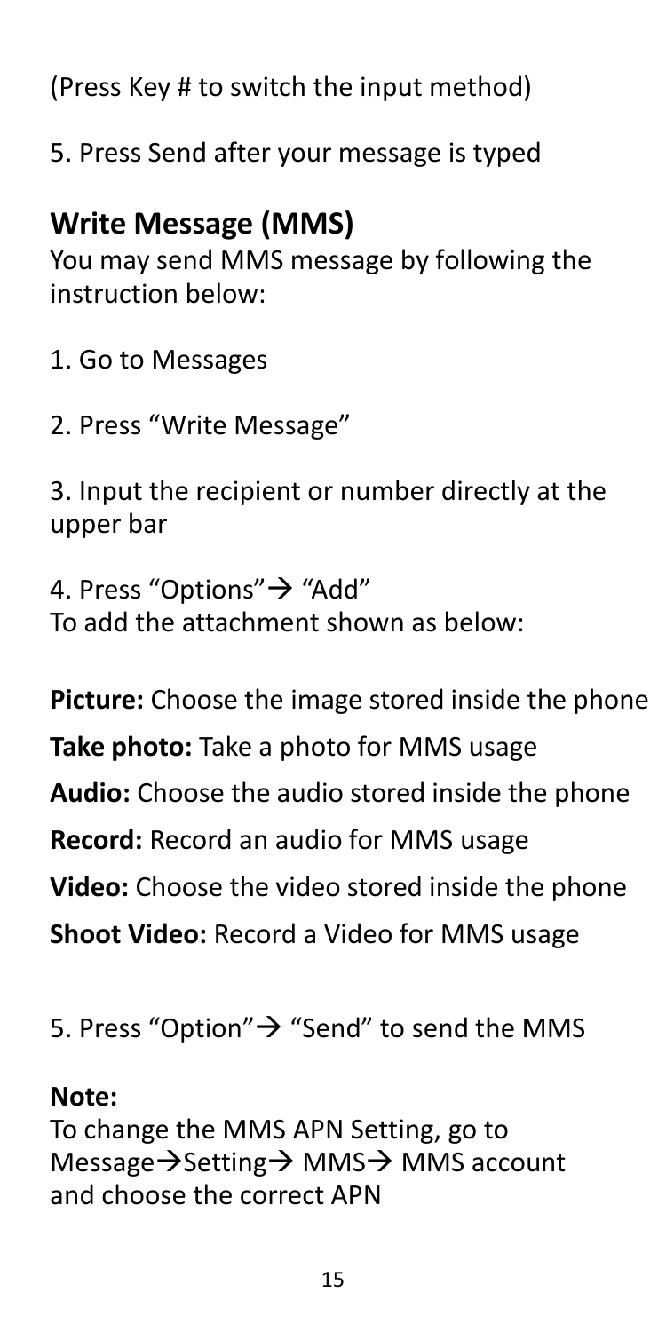(Press Key # to switch the input method)

5. Press Send after your message is typed

## Write Message (MMS)

You may send MMS message by following the instruction below:

1. Go to Messages

2. Press “Write Message”

3. Input the recipient or number directly at the upper bar

4. Press “Options”→ “Add”
To add the attachment shown as below:

**Picture:** Choose the image stored inside the phone

**Take photo:** Take a photo for MMS usage

**Audio:** Choose the audio stored inside the phone

**Record:** Record an audio for MMS usage

**Video:** Choose the video stored inside the phone

**Shoot Video:** Record a Video for MMS usage

5. Press “Option”→ “Send” to send the MMS

**Note:**
To change the MMS APN Setting, go to Message→Setting→ MMS→ MMS account and choose the correct APN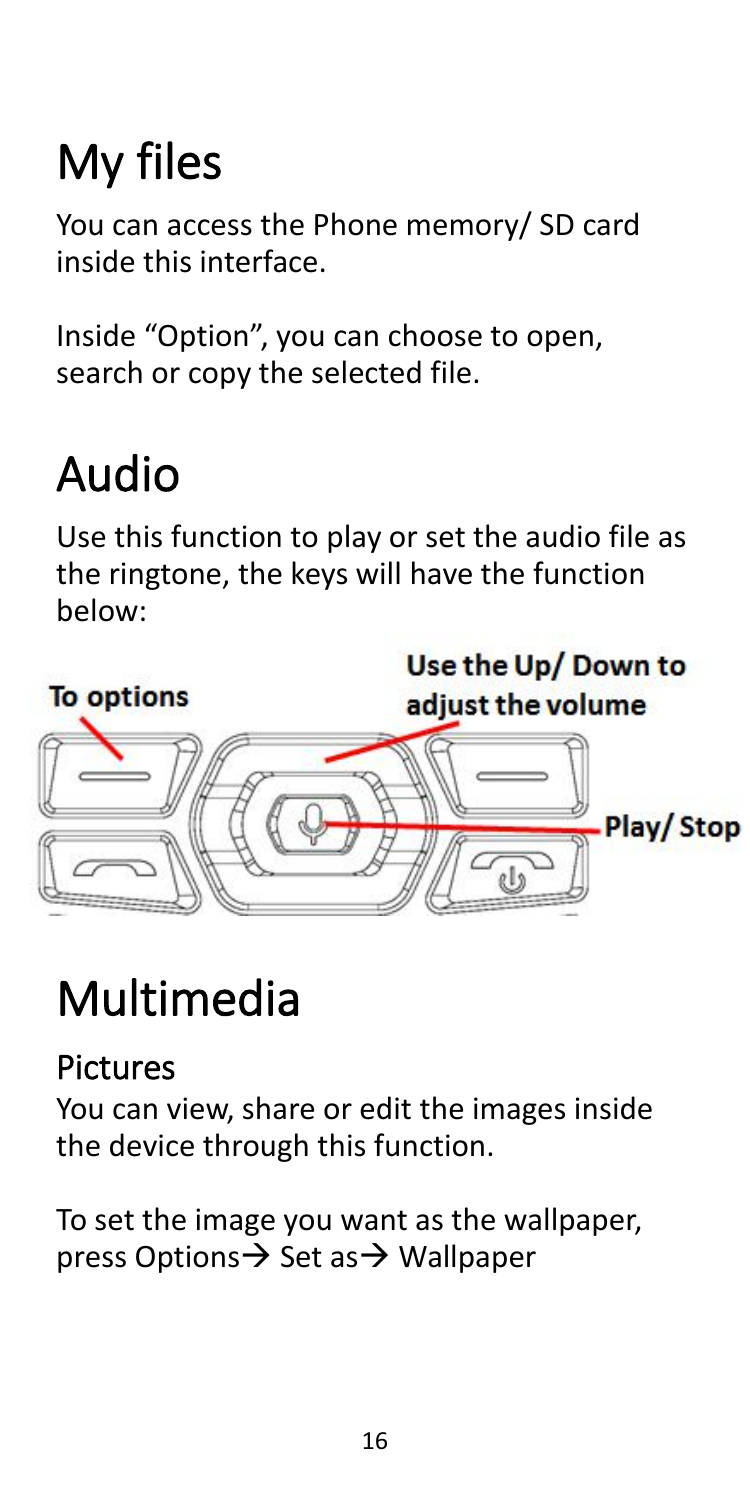# My files

You can access the Phone memory/ SD card inside this interface.

Inside "Option", you can choose to open, search or copy the selected file.

# Audio

Use this function to play or set the audio file as the ringtone, the keys will have the function below:

**To options**

**Use the Up/ Down to adjust the volume**

**Play/ Stop**

# Multimedia

## Pictures

You can view, share or edit the images inside the device through this function.

To set the image you want as the wallpaper, press Options→ Set as→ Wallpaper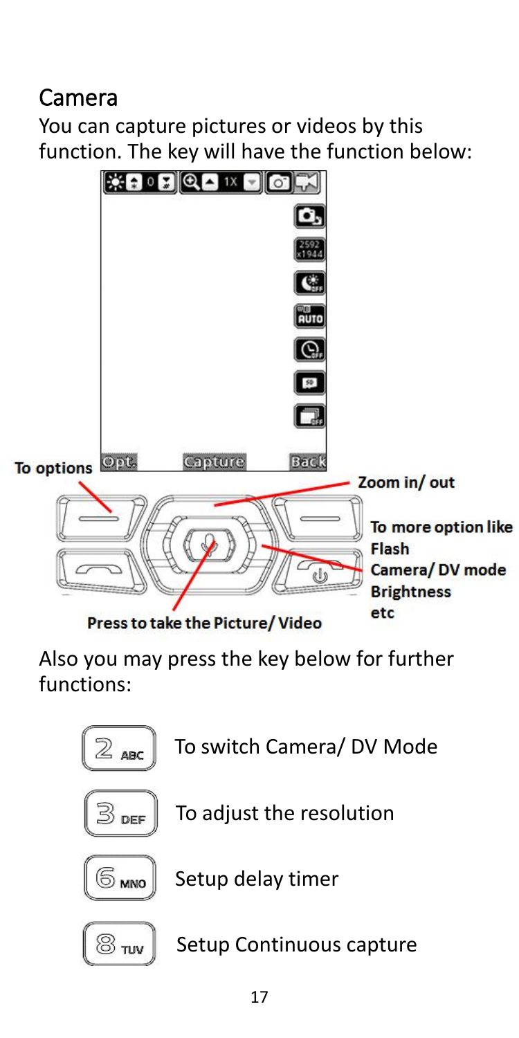## Camera

You can capture pictures or videos by this function. The key will have the function below:

To options

Zoom in/ out

To more option like Flash Camera/ DV mode Brightness etc

Press to take the Picture/ Video

Also you may press the key below for further functions:

- 2 ABC — To switch Camera/ DV Mode
- 3 DEF — To adjust the resolution
- 6 MNO — Setup delay timer
- 8 TUV — Setup Continuous capture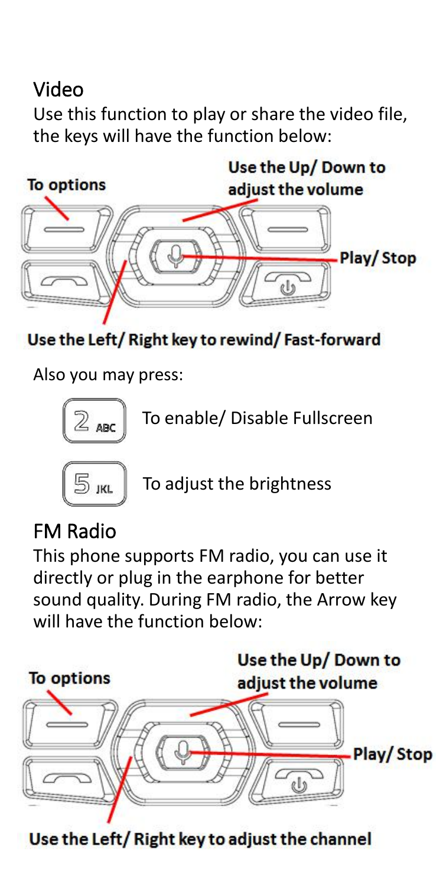## Video

Use this function to play or share the video file, the keys will have the function below:

To options

Use the Up/ Down to adjust the volume

Play/ Stop

Use the Left/ Right key to rewind/ Fast-forward

Also you may press:

2 ABC — To enable/ Disable Fullscreen

5 JKL — To adjust the brightness

## FM Radio

This phone supports FM radio, you can use it directly or plug in the earphone for better sound quality. During FM radio, the Arrow key will have the function below:

To options

Use the Up/ Down to adjust the volume

Play/ Stop

Use the Left/ Right key to adjust the channel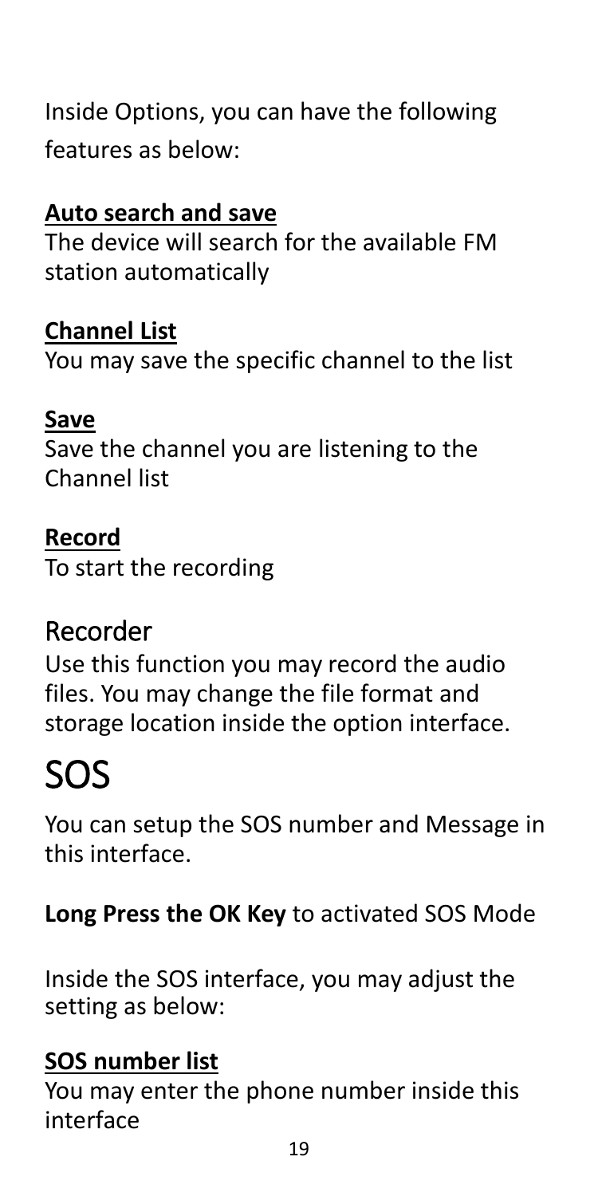Inside Options, you can have the following features as below:

**Auto search and save**

The device will search for the available FM station automatically

**Channel List**

You may save the specific channel to the list

**Save**

Save the channel you are listening to the Channel list

**Record**

To start the recording

## Recorder

Use this function you may record the audio files. You may change the file format and storage location inside the option interface.

# SOS

You can setup the SOS number and Message in this interface.

**Long Press the OK Key** to activated SOS Mode

Inside the SOS interface, you may adjust the setting as below:

**SOS number list**

You may enter the phone number inside this interface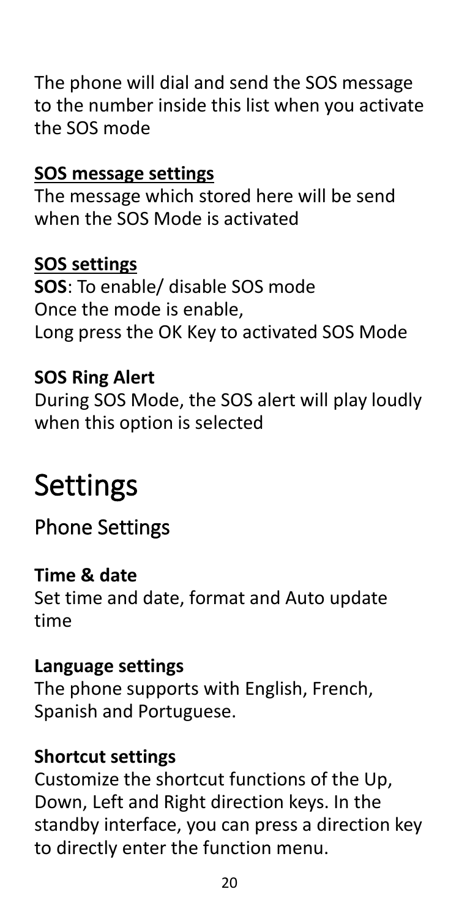The phone will dial and send the SOS message to the number inside this list when you activate the SOS mode

**SOS message settings**

The message which stored here will be send when the SOS Mode is activated

**SOS settings**

**SOS**: To enable/ disable SOS mode
Once the mode is enable,
Long press the OK Key to activated SOS Mode

**SOS Ring Alert**

During SOS Mode, the SOS alert will play loudly when this option is selected

# Settings

## Phone Settings

**Time & date**

Set time and date, format and Auto update time

**Language settings**

The phone supports with English, French, Spanish and Portuguese.

**Shortcut settings**

Customize the shortcut functions of the Up, Down, Left and Right direction keys. In the standby interface, you can press a direction key to directly enter the function menu.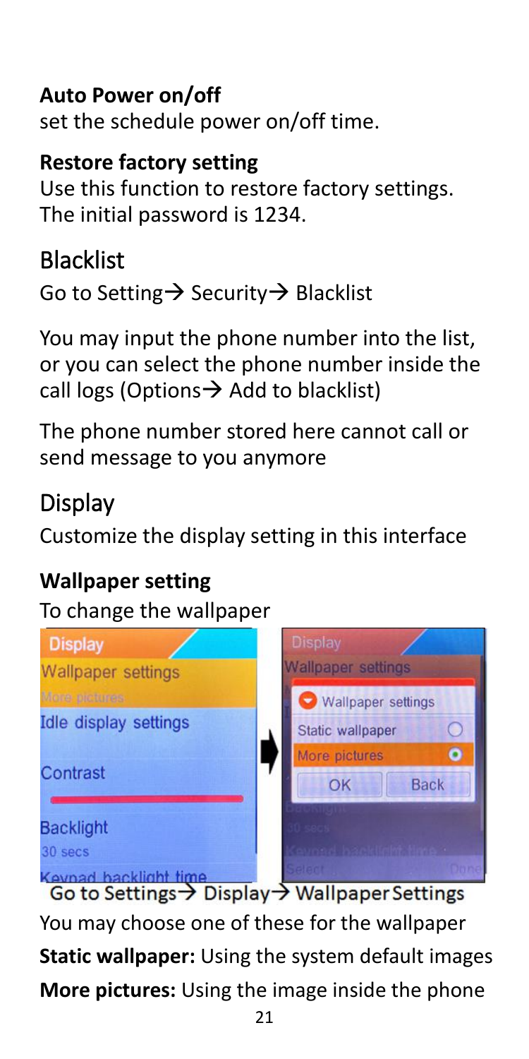**Auto Power on/off**

set the schedule power on/off time.

**Restore factory setting**

Use this function to restore factory settings. The initial password is 1234.

## Blacklist

Go to Setting→ Security→ Blacklist

You may input the phone number into the list, or you can select the phone number inside the call logs (Options→ Add to blacklist)

The phone number stored here cannot call or send message to you anymore

## Display

Customize the display setting in this interface

**Wallpaper setting**

To change the wallpaper

Go to Settings→ Display→ Wallpaper Settings

You may choose one of these for the wallpaper

**Static wallpaper:** Using the system default images

**More pictures:** Using the image inside the phone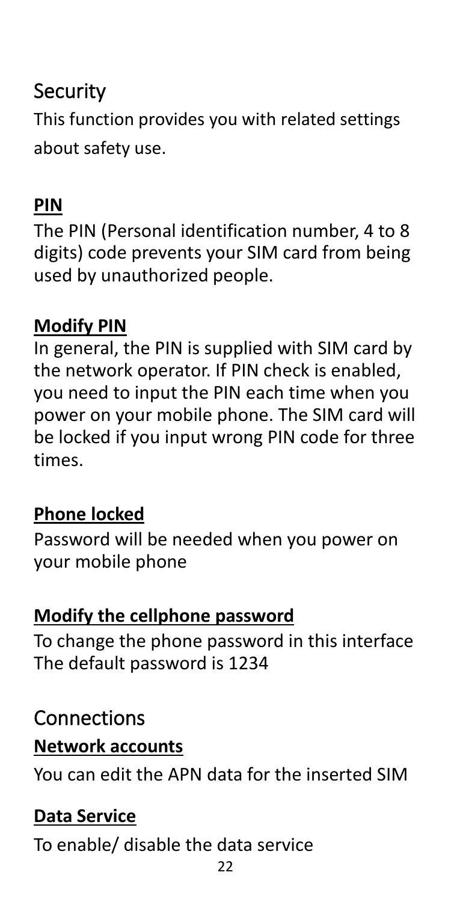## Security

This function provides you with related settings about safety use.

### PIN

The PIN (Personal identification number, 4 to 8 digits) code prevents your SIM card from being used by unauthorized people.

### Modify PIN

In general, the PIN is supplied with SIM card by the network operator. If PIN check is enabled, you need to input the PIN each time when you power on your mobile phone. The SIM card will be locked if you input wrong PIN code for three times.

### Phone locked

Password will be needed when you power on your mobile phone

### Modify the cellphone password

To change the phone password in this interface
The default password is 1234

## Connections

### Network accounts

You can edit the APN data for the inserted SIM

### Data Service

To enable/ disable the data service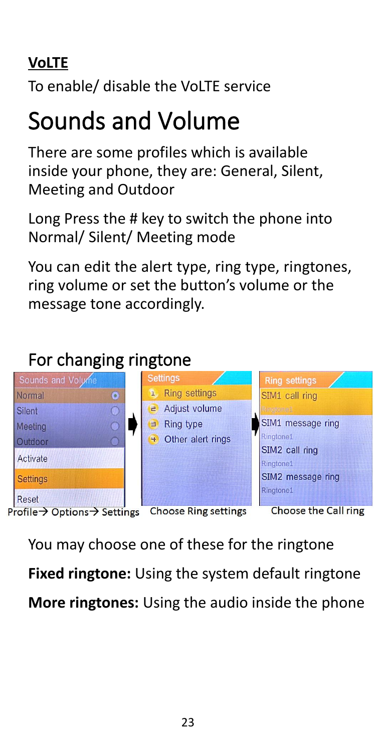**VoLTE**

To enable/ disable the VoLTE service

# Sounds and Volume

There are some profiles which is available inside your phone, they are: General, Silent, Meeting and Outdoor

Long Press the # key to switch the phone into Normal/ Silent/ Meeting mode

You can edit the alert type, ring type, ringtones, ring volume or set the button's volume or the message tone accordingly.

## For changing ringtone

Profile→ Options→ Settings    Choose Ring settings    Choose the Call ring

You may choose one of these for the ringtone

**Fixed ringtone:** Using the system default ringtone

**More ringtones:** Using the audio inside the phone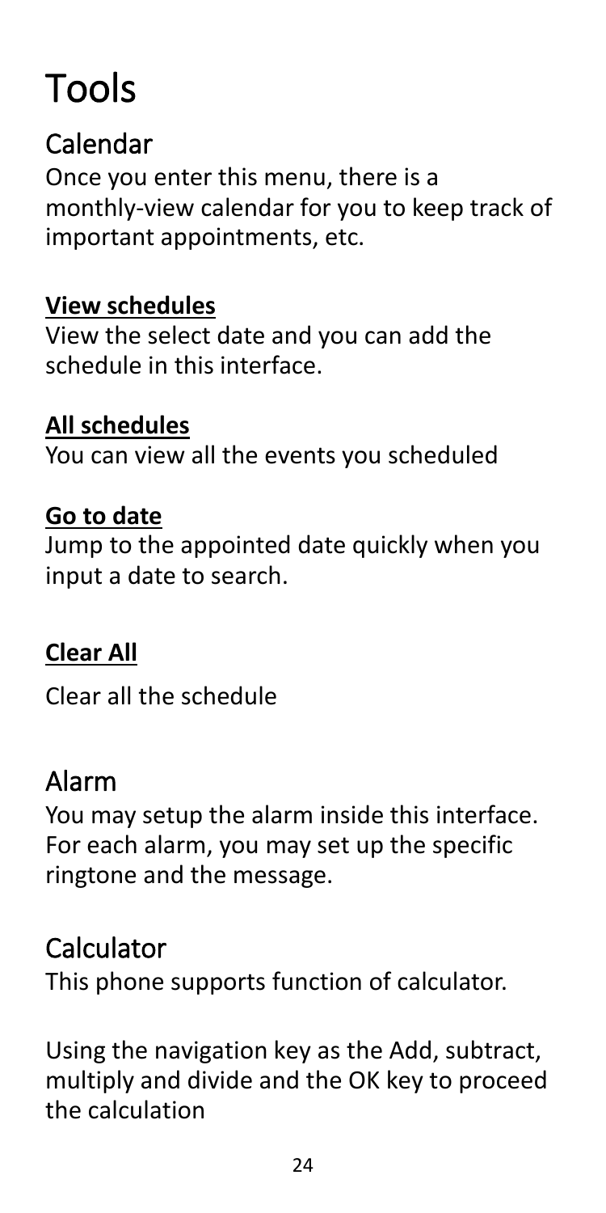# Tools

## Calendar

Once you enter this menu, there is a monthly-view calendar for you to keep track of important appointments, etc.

**View schedules**

View the select date and you can add the schedule in this interface.

**All schedules**

You can view all the events you scheduled

**Go to date**

Jump to the appointed date quickly when you input a date to search.

**Clear All**

Clear all the schedule

## Alarm

You may setup the alarm inside this interface. For each alarm, you may set up the specific ringtone and the message.

## Calculator

This phone supports function of calculator.

Using the navigation key as the Add, subtract, multiply and divide and the OK key to proceed the calculation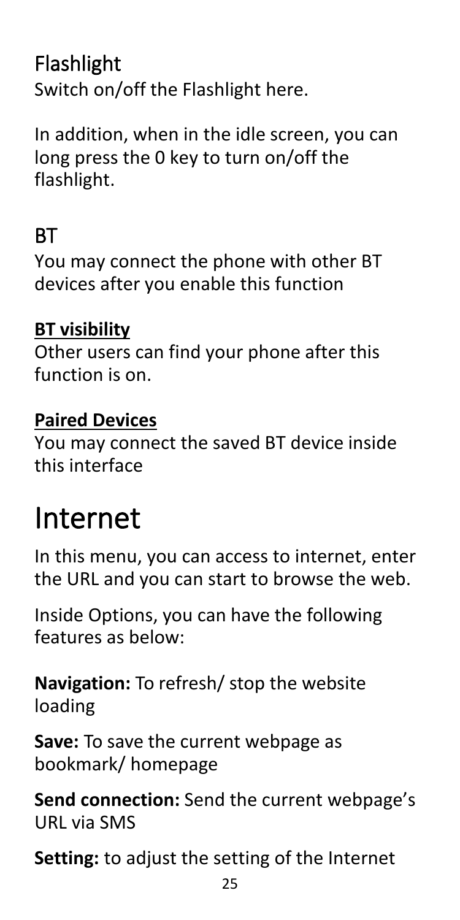## Flashlight

Switch on/off the Flashlight here.

In addition, when in the idle screen, you can long press the 0 key to turn on/off the flashlight.

## BT

You may connect the phone with other BT devices after you enable this function

**BT visibility**

Other users can find your phone after this function is on.

**Paired Devices**

You may connect the saved BT device inside this interface

# Internet

In this menu, you can access to internet, enter the URL and you can start to browse the web.

Inside Options, you can have the following features as below:

**Navigation:** To refresh/ stop the website loading

**Save:** To save the current webpage as bookmark/ homepage

**Send connection:** Send the current webpage's URL via SMS

**Setting:** to adjust the setting of the Internet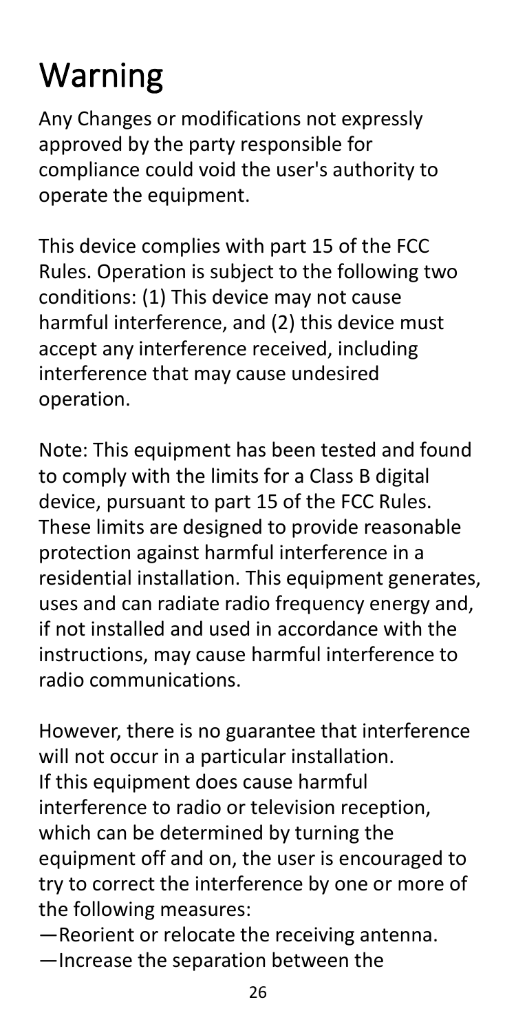# Warning

Any Changes or modifications not expressly approved by the party responsible for compliance could void the user's authority to operate the equipment.

This device complies with part 15 of the FCC Rules. Operation is subject to the following two conditions: (1) This device may not cause harmful interference, and (2) this device must accept any interference received, including interference that may cause undesired operation.

Note: This equipment has been tested and found to comply with the limits for a Class B digital device, pursuant to part 15 of the FCC Rules. These limits are designed to provide reasonable protection against harmful interference in a residential installation. This equipment generates, uses and can radiate radio frequency energy and, if not installed and used in accordance with the instructions, may cause harmful interference to radio communications.

However, there is no guarantee that interference will not occur in a particular installation. If this equipment does cause harmful interference to radio or television reception, which can be determined by turning the equipment off and on, the user is encouraged to try to correct the interference by one or more of the following measures:

—Reorient or relocate the receiving antenna.

—Increase the separation between the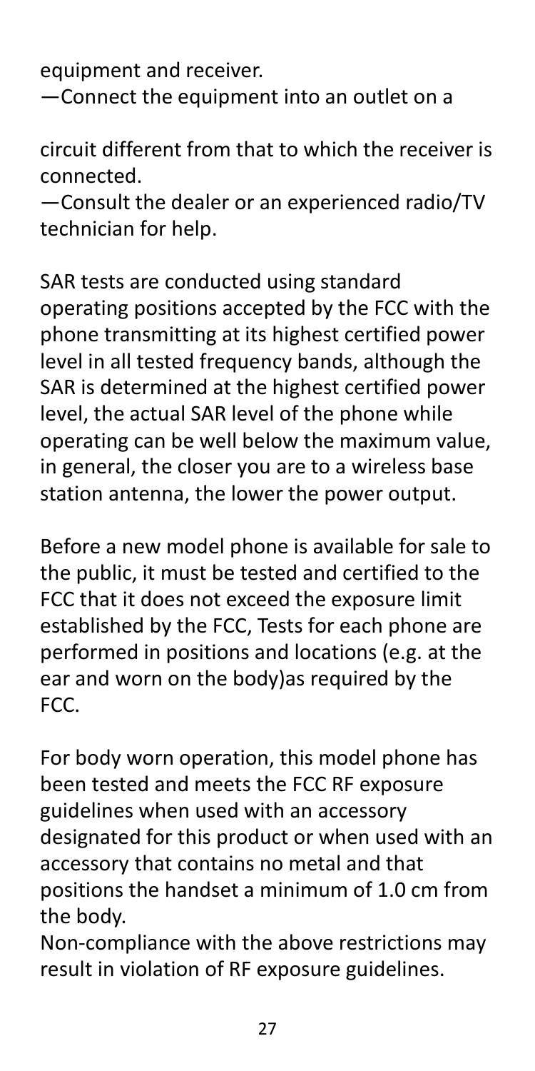equipment and receiver.

—Connect the equipment into an outlet on a

circuit different from that to which the receiver is connected.

—Consult the dealer or an experienced radio/TV technician for help.

SAR tests are conducted using standard operating positions accepted by the FCC with the phone transmitting at its highest certified power level in all tested frequency bands, although the SAR is determined at the highest certified power level, the actual SAR level of the phone while operating can be well below the maximum value, in general, the closer you are to a wireless base station antenna, the lower the power output.

Before a new model phone is available for sale to the public, it must be tested and certified to the FCC that it does not exceed the exposure limit established by the FCC, Tests for each phone are performed in positions and locations (e.g. at the ear and worn on the body)as required by the FCC.

For body worn operation, this model phone has been tested and meets the FCC RF exposure guidelines when used with an accessory designated for this product or when used with an accessory that contains no metal and that positions the handset a minimum of 1.0 cm from the body.

Non-compliance with the above restrictions may result in violation of RF exposure guidelines.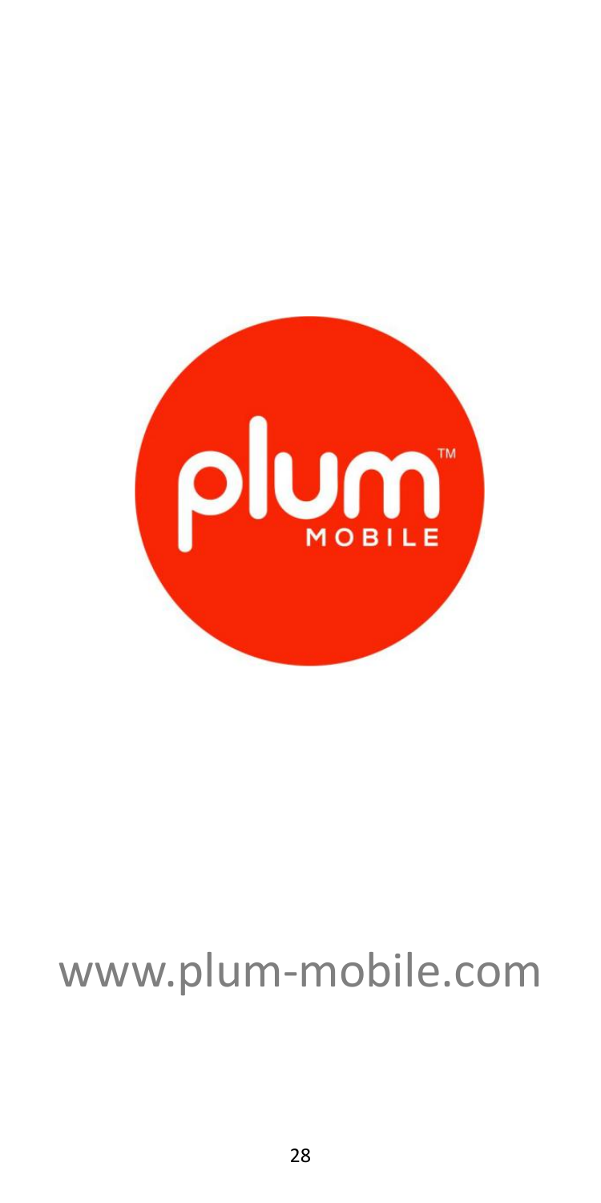plum™
MOBILE

www.plum-mobile.com